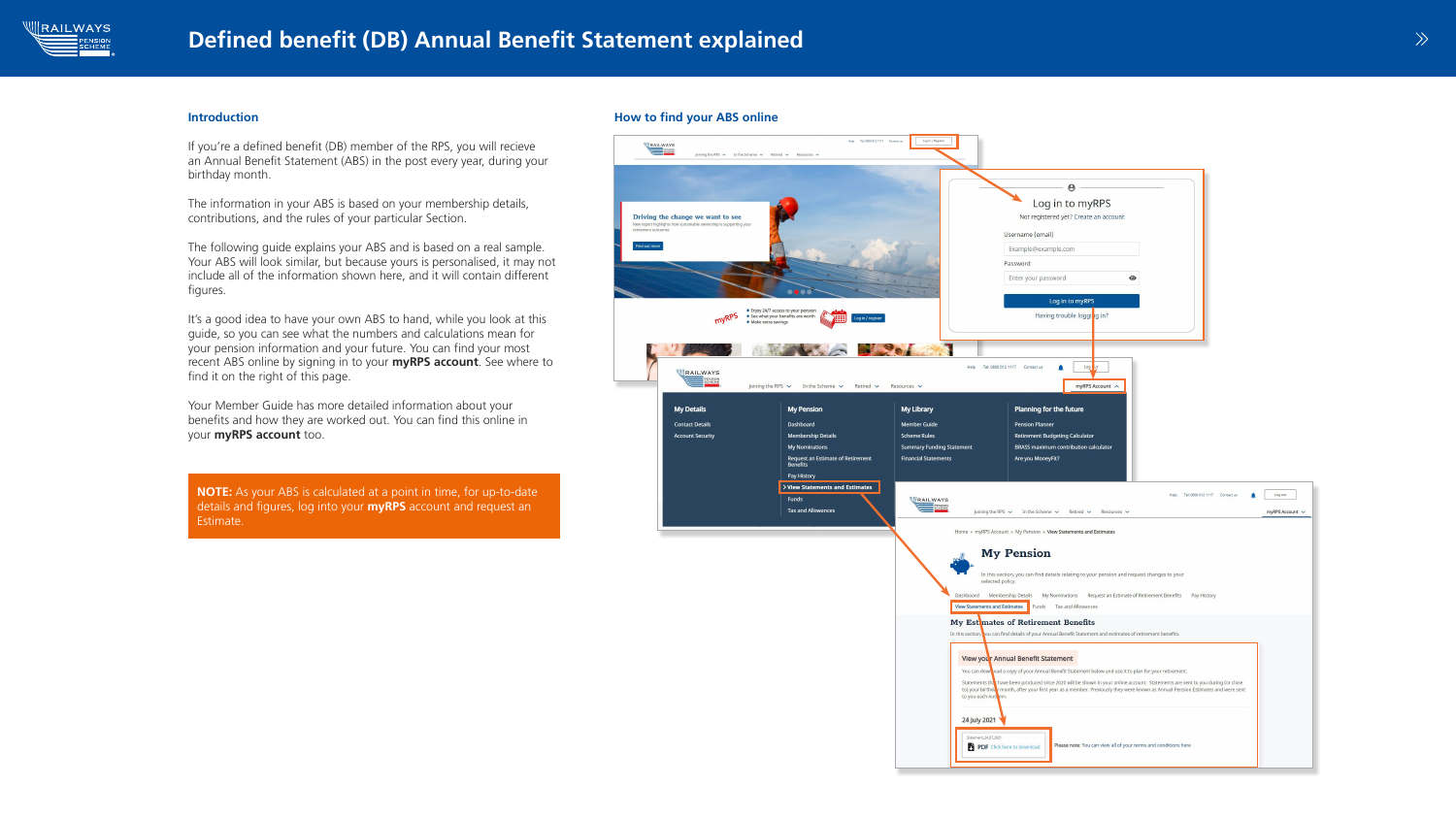# Defined benefit (DB) Annual Benefit Statement explained

## Introduction

If you're a defined benefit (DB) member of the RPS, you will recieve an Annual Benefit Statement (ABS) in the post every year, during your birthday month.

The information in your ABS is based on your membership details, contributions, and the rules of your particular Section.

The following guide explains your ABS and is based on a real sample. Your ABS will look similar, but because yours is personalised, it may not include all of the information shown here, and it will contain different figures.

It's a good idea to have your own ABS to hand, while you look at this guide, so you can see what the numbers and calculations mean for your pension information and your future. You can find your most recent ABS online by signing in to your **myRPS account**. See where to find it on the right of this page.

Your Member Guide has more detailed information about your benefits and how they are worked out. You can find this online in your **myRPS account** too.

**NOTE:** As your ABS is calculated at a point in time, for up-to-date details and figures, log into your **myRPS** account and request an Estimate.

## How to find your ABS online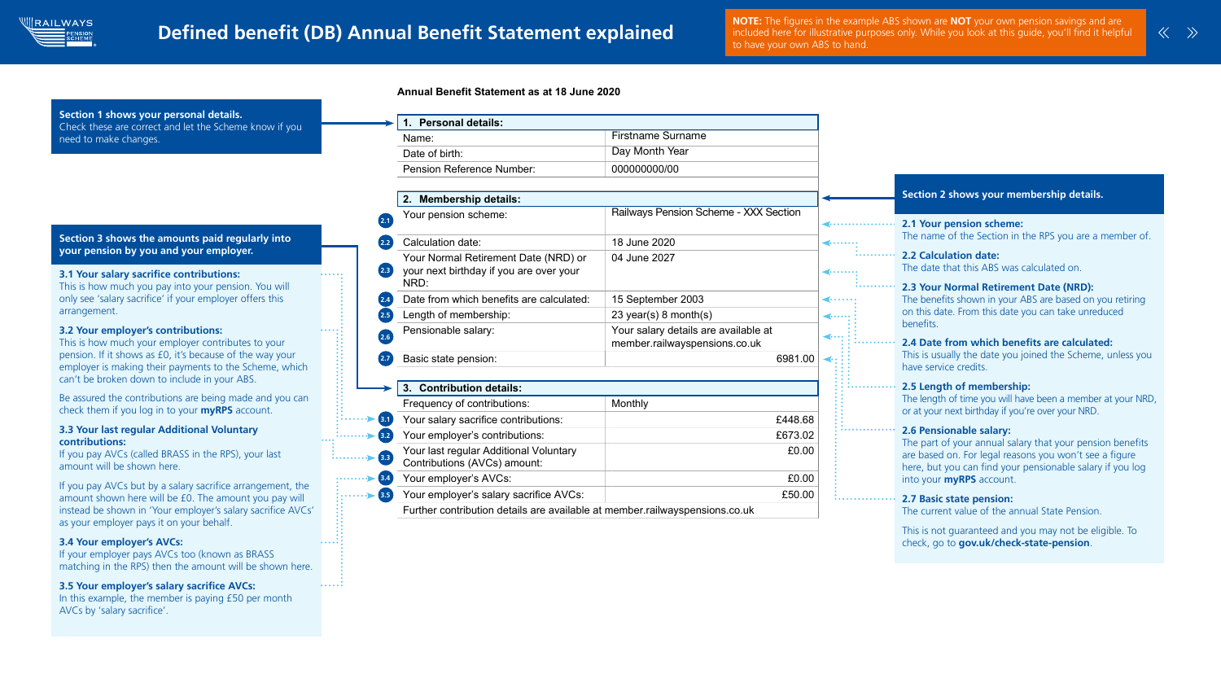# Defined benefit (DB) Annual Benefit Statement explained

**NOTE:** The figures in the example ABS shown are **NOT** your own pension savings and are included here for illustrative purposes only. While you look at this guide, you'll find it helpful to have your own ABS to hand.

**Annual Benefit Statement as at 18 June 2020**

| **1. Personal details:** | |
|---|---|
| Name: | Firstname Surname |
| Date of birth: | Day Month Year |
| Pension Reference Number: | 000000000/00 |

| | **2. Membership details:** | |
|---|---|---|
| 2.1 | Your pension scheme: | Railways Pension Scheme - XXX Section |
| 2.2 | Calculation date: | 18 June 2020 |
| 2.3 | Your Normal Retirement Date (NRD) or your next birthday if you are over your NRD: | 04 June 2027 |
| 2.4 | Date from which benefits are calculated: | 15 September 2003 |
| 2.5 | Length of membership: | 23 year(s) 8 month(s) |
| 2.6 | Pensionable salary: | Your salary details are available at member.railwayspensions.co.uk |
| 2.7 | Basic state pension: | 6981.00 |

| | **3. Contribution details:** | |
|---|---|---|
| | Frequency of contributions: | Monthly |
| 3.1 | Your salary sacrifice contributions: | £448.68 |
| 3.2 | Your employer's contributions: | £673.02 |
| 3.3 | Your last regular Additional Voluntary Contributions (AVCs) amount: | £0.00 |
| 3.4 | Your employer's AVCs: | £0.00 |
| 3.5 | Your employer's salary sacrifice AVCs: | £50.00 |
| | Further contribution details are available at member.railwayspensions.co.uk | |

**Section 1 shows your personal details.**
Check these are correct and let the Scheme know if you need to make changes.

**Section 2 shows your membership details.**

**2.1 Your pension scheme:**
The name of the Section in the RPS you are a member of.

**2.2 Calculation date:**
The date that this ABS was calculated on.

**2.3 Your Normal Retirement Date (NRD):**
The benefits shown in your ABS are based on you retiring on this date. From this date you can take unreduced benefits.

**2.4 Date from which benefits are calculated:**
This is usually the date you joined the Scheme, unless you have service credits.

**2.5 Length of membership:**
The length of time you will have been a member at your NRD, or at your next birthday if you're over your NRD.

**2.6 Pensionable salary:**
The part of your annual salary that your pension benefits are based on. For legal reasons you won't see a figure here, but you can find your pensionable salary if you log into your **myRPS** account.

**2.7 Basic state pension:**
The current value of the annual State Pension.

This is not guaranteed and you may not be eligible. To check, go to **gov.uk/check-state-pension**.

**Section 3 shows the amounts paid regularly into your pension by you and your employer.**

**3.1 Your salary sacrifice contributions:**
This is how much you pay into your pension. You will only see 'salary sacrifice' if your employer offers this arrangement.

**3.2 Your employer's contributions:**
This is how much your employer contributes to your pension. If it shows as £0, it's because of the way your employer is making their payments to the Scheme, which can't be broken down to include in your ABS.

Be assured the contributions are being made and you can check them if you log in to your **myRPS** account.

**3.3 Your last regular Additional Voluntary contributions:**
If you pay AVCs (called BRASS in the RPS), your last amount will be shown here.

If you pay AVCs but by a salary sacrifice arrangement, the amount shown here will be £0. The amount you pay will instead be shown in 'Your employer's salary sacrifice AVCs' as your employer pays it on your behalf.

**3.4 Your employer's AVCs:**
If your employer pays AVCs too (known as BRASS matching in the RPS) then the amount will be shown here.

**3.5 Your employer's salary sacrifice AVCs:**
In this example, the member is paying £50 per month AVCs by 'salary sacrifice'.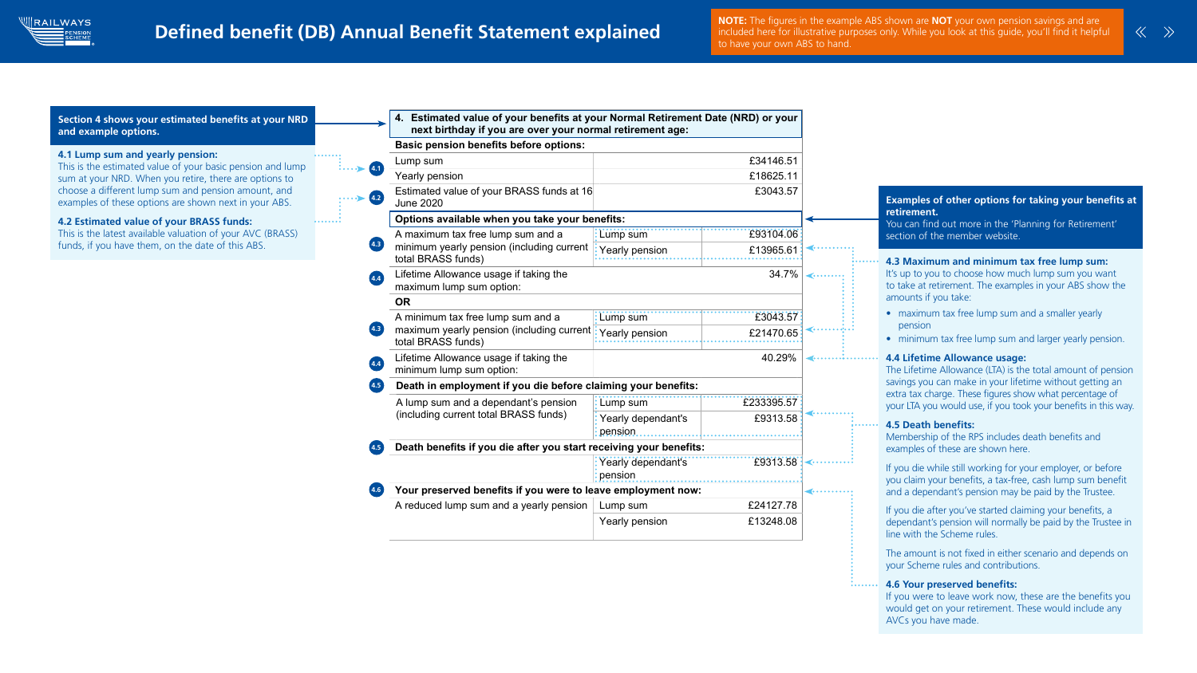# Defined benefit (DB) Annual Benefit Statement explained

**NOTE:** The figures in the example ABS shown are **NOT** your own pension savings and are included here for illustrative purposes only. While you look at this guide, you'll find it helpful to have your own ABS to hand.

**Section 4 shows your estimated benefits at your NRD and example options.**

**4.1 Lump sum and yearly pension:**
This is the estimated value of your basic pension and lump sum at your NRD. When you retire, there are options to choose a different lump sum and pension amount, and examples of these options are shown next in your ABS.

**4.2 Estimated value of your BRASS funds:**
This is the latest available valuation of your AVC (BRASS) funds, if you have them, on the date of this ABS.

| 4. Estimated value of your benefits at your Normal Retirement Date (NRD) or your next birthday if you are over your normal retirement age: | | |
|---|---|---|
| **Basic pension benefits before options:** | | |
| Lump sum (4.1) | | £34146.51 |
| Yearly pension (4.1) | | £18625.11 |
| Estimated value of your BRASS funds at 16 June 2020 (4.2) | | £3043.57 |
| **Options available when you take your benefits:** | | |
| A maximum tax free lump sum and a minimum yearly pension (including current total BRASS funds) (4.3) | Lump sum | £93104.06 |
| | Yearly pension | £13965.61 |
| Lifetime Allowance usage if taking the maximum lump sum option: (4.4) | | 34.7% |
| **OR** | | |
| A minimum tax free lump sum and a maximum yearly pension (including current total BRASS funds) (4.3) | Lump sum | £3043.57 |
| | Yearly pension | £21470.65 |
| Lifetime Allowance usage if taking the minimum lump sum option: (4.4) | | 40.29% |
| **Death in employment if you die before claiming your benefits:** (4.5) | | |
| A lump sum and a dependant's pension (including current total BRASS funds) | Lump sum | £233395.57 |
| | Yearly dependant's pension | £9313.58 |
| **Death benefits if you die after you start receiving your benefits:** (4.5) | | |
| | Yearly dependant's pension | £9313.58 |
| **Your preserved benefits if you were to leave employment now:** (4.6) | | |
| A reduced lump sum and a yearly pension | Lump sum | £24127.78 |
| | Yearly pension | £13248.08 |

**Examples of other options for taking your benefits at retirement.**
You can find out more in the 'Planning for Retirement' section of the member website.

**4.3 Maximum and minimum tax free lump sum:**
It's up to you to choose how much lump sum you want to take at retirement. The examples in your ABS show the amounts if you take:

- maximum tax free lump sum and a smaller yearly pension
- minimum tax free lump sum and larger yearly pension.

**4.4 Lifetime Allowance usage:**
The Lifetime Allowance (LTA) is the total amount of pension savings you can make in your lifetime without getting an extra tax charge. These figures show what percentage of your LTA you would use, if you took your benefits in this way.

**4.5 Death benefits:**
Membership of the RPS includes death benefits and examples of these are shown here.

If you die while still working for your employer, or before you claim your benefits, a tax-free, cash lump sum benefit and a dependant's pension may be paid by the Trustee.

If you die after you've started claiming your benefits, a dependant's pension will normally be paid by the Trustee in line with the Scheme rules.

The amount is not fixed in either scenario and depends on your Scheme rules and contributions.

**4.6 Your preserved benefits:**
If you were to leave work now, these are the benefits you would get on your retirement. These would include any AVCs you have made.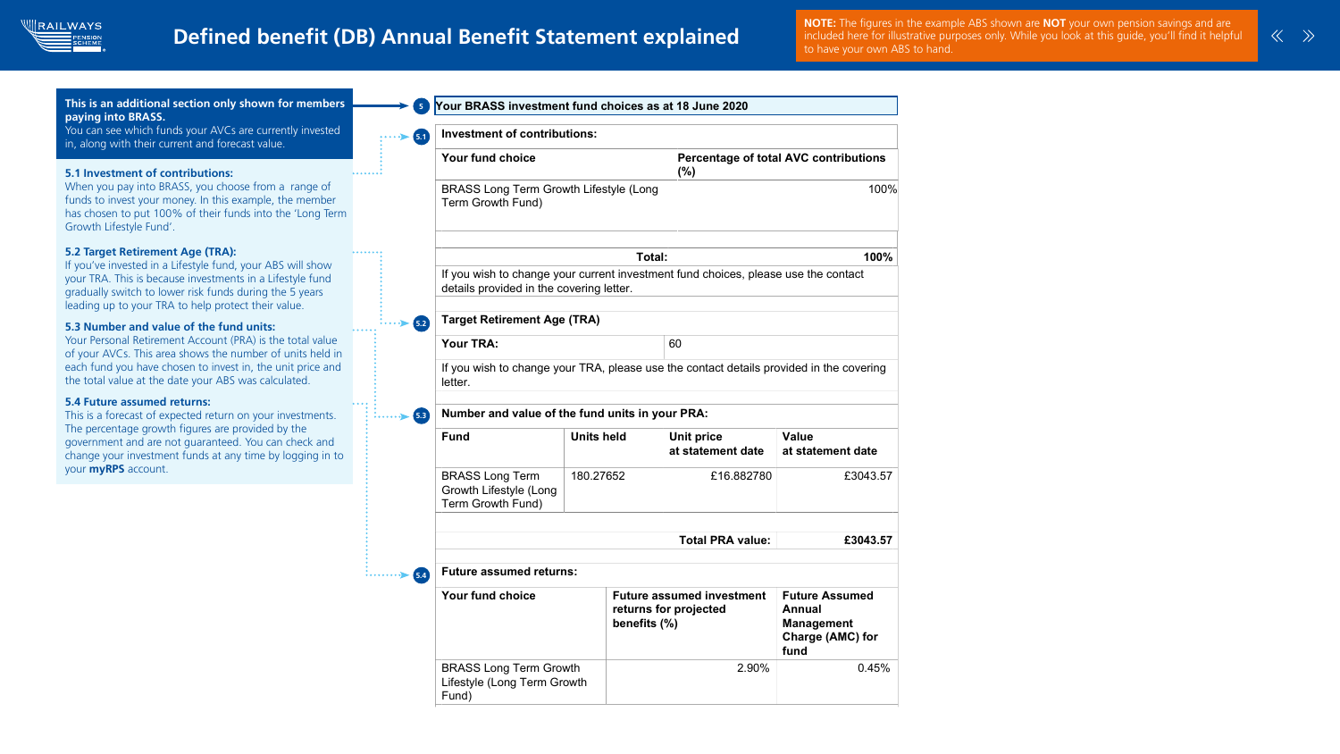# Defined benefit (DB) Annual Benefit Statement explained

**NOTE:** The figures in the example ABS shown are **NOT** your own pension savings and are included here for illustrative purposes only. While you look at this guide, you'll find it helpful to have your own ABS to hand.

**This is an additional section only shown for members paying into BRASS.**
You can see which funds your AVCs are currently invested in, along with their current and forecast value.

**5.1 Investment of contributions:**
When you pay into BRASS, you choose from a range of funds to invest your money. In this example, the member has chosen to put 100% of their funds into the 'Long Term Growth Lifestyle Fund'.

**5.2 Target Retirement Age (TRA):**
If you've invested in a Lifestyle fund, your ABS will show your TRA. This is because investments in a Lifestyle fund gradually switch to lower risk funds during the 5 years leading up to your TRA to help protect their value.

**5.3 Number and value of the fund units:**
Your Personal Retirement Account (PRA) is the total value of your AVCs. This area shows the number of units held in each fund you have chosen to invest in, the unit price and the total value at the date your ABS was calculated.

**5.4 Future assumed returns:**
This is a forecast of expected return on your investments. The percentage growth figures are provided by the government and are not guaranteed. You can check and change your investment funds at any time by logging in to your **myRPS** account.

---

**5** **Your BRASS investment fund choices as at 18 June 2020**

**5.1** **Investment of contributions:**

| Your fund choice | Percentage of total AVC contributions (%) |
|---|---|
| BRASS Long Term Growth Lifestyle (Long Term Growth Fund) | 100% |
| **Total:** | **100%** |

If you wish to change your current investment fund choices, please use the contact details provided in the covering letter.

**5.2** **Target Retirement Age (TRA)**

| Your TRA: | 60 |
|---|---|

If you wish to change your TRA, please use the contact details provided in the covering letter.

**5.3** **Number and value of the fund units in your PRA:**

| Fund | Units held | Unit price at statement date | Value at statement date |
|---|---|---|---|
| BRASS Long Term Growth Lifestyle (Long Term Growth Fund) | 180.27652 | £16.882780 | £3043.57 |
| | | **Total PRA value:** | **£3043.57** |

**5.4** **Future assumed returns:**

| Your fund choice | Future assumed investment returns for projected benefits (%) | Future Assumed Annual Management Charge (AMC) for fund |
|---|---|---|
| BRASS Long Term Growth Lifestyle (Long Term Growth Fund) | 2.90% | 0.45% |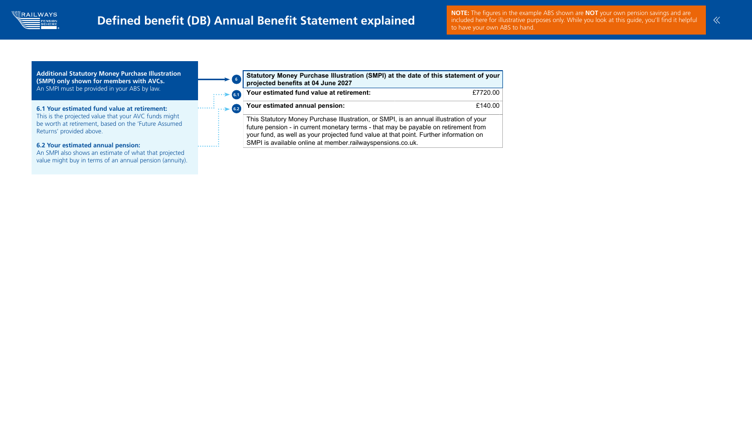# Defined benefit (DB) Annual Benefit Statement explained

**NOTE:** The figures in the example ABS shown are **NOT** your own pension savings and are included here for illustrative purposes only. While you look at this guide, you'll find it helpful to have your own ABS to hand.

**Additional Statutory Money Purchase Illustration (SMPI) only shown for members with AVCs.**
An SMPI must be provided in your ABS by law.

**6.1 Your estimated fund value at retirement:**
This is the projected value that your AVC funds might be worth at retirement, based on the 'Future Assumed Returns' provided above.

**6.2 Your estimated annual pension:**
An SMPI also shows an estimate of what that projected value might buy in terms of an annual pension (annuity).

| | | |
|---|---|---|
| 6 | **Statutory Money Purchase Illustration (SMPI) at the date of this statement of your projected benefits at 04 June 2027** | |
| 6.1 | **Your estimated fund value at retirement:** | £7720.00 |
| 6.2 | **Your estimated annual pension:** | £140.00 |

This Statutory Money Purchase Illustration, or SMPI, is an annual illustration of your future pension - in current monetary terms - that may be payable on retirement from your fund, as well as your projected fund value at that point. Further information on SMPI is available online at member.railwayspensions.co.uk.